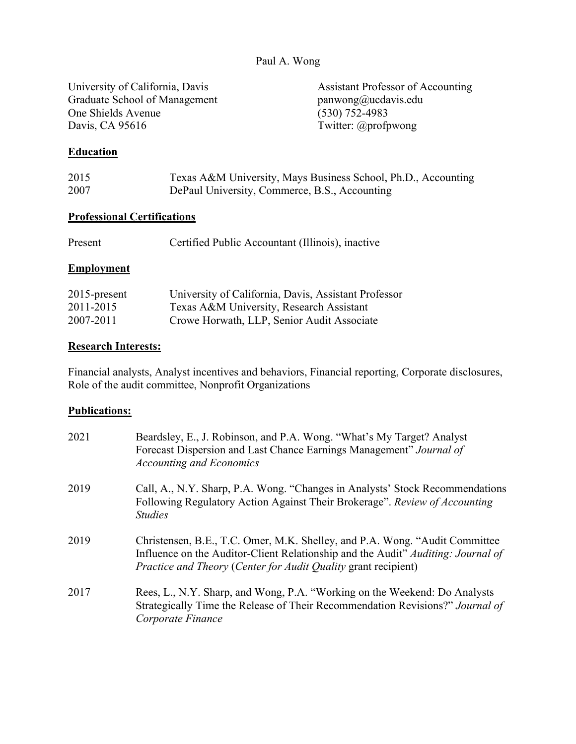# Paul A. Wong

University of California, Davis
Graduate School of Management
One Shields Avenue
Davis, CA 95616

Assistant Professor of Accounting
panwong@ucdavis.edu
(530) 752-4983
Twitter: @profpwong

## Education

| | |
|---|---|
| 2015 | Texas A&M University, Mays Business School, Ph.D., Accounting |
| 2007 | DePaul University, Commerce, B.S., Accounting |

## Professional Certifications

| | |
|---|---|
| Present | Certified Public Accountant (Illinois), inactive |

## Employment

| | |
|---|---|
| 2015-present | University of California, Davis, Assistant Professor |
| 2011-2015 | Texas A&M University, Research Assistant |
| 2007-2011 | Crowe Horwath, LLP, Senior Audit Associate |

## Research Interests:

Financial analysts, Analyst incentives and behaviors, Financial reporting, Corporate disclosures, Role of the audit committee, Nonprofit Organizations

## Publications:

| | |
|---|---|
| 2021 | Beardsley, E., J. Robinson, and P.A. Wong. "What's My Target? Analyst Forecast Dispersion and Last Chance Earnings Management" *Journal of Accounting and Economics* |
| 2019 | Call, A., N.Y. Sharp, P.A. Wong. "Changes in Analysts' Stock Recommendations Following Regulatory Action Against Their Brokerage". *Review of Accounting Studies* |
| 2019 | Christensen, B.E., T.C. Omer, M.K. Shelley, and P.A. Wong. "Audit Committee Influence on the Auditor-Client Relationship and the Audit" *Auditing: Journal of Practice and Theory* (*Center for Audit Quality* grant recipient) |
| 2017 | Rees, L., N.Y. Sharp, and Wong, P.A. "Working on the Weekend: Do Analysts Strategically Time the Release of Their Recommendation Revisions?" *Journal of Corporate Finance* |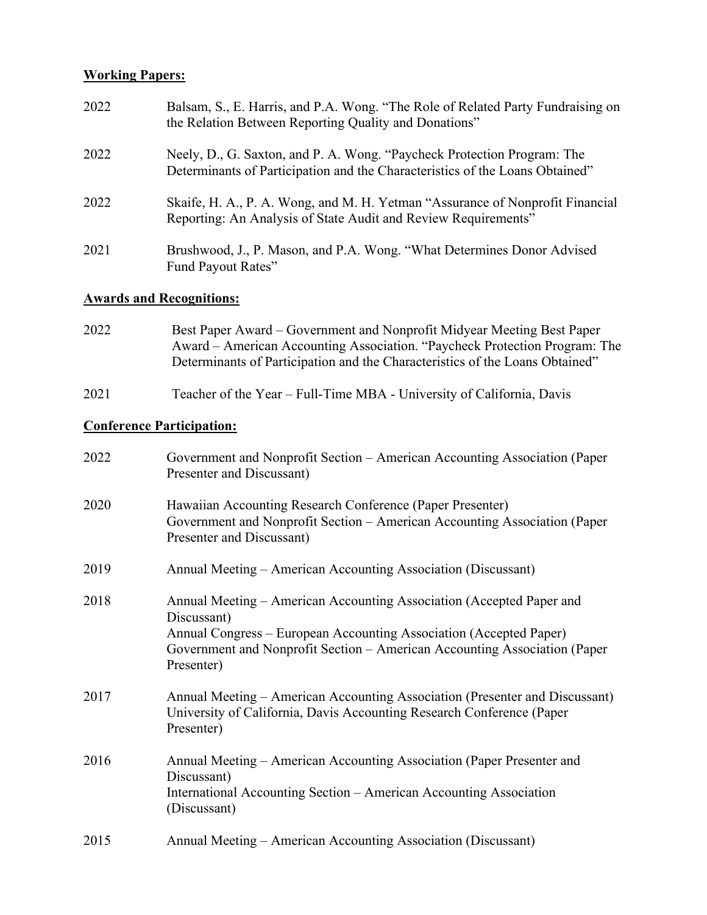**Working Papers:**

2022 Balsam, S., E. Harris, and P.A. Wong. "The Role of Related Party Fundraising on the Relation Between Reporting Quality and Donations"

2022 Neely, D., G. Saxton, and P. A. Wong. "Paycheck Protection Program: The Determinants of Participation and the Characteristics of the Loans Obtained"

2022 Skaife, H. A., P. A. Wong, and M. H. Yetman "Assurance of Nonprofit Financial Reporting: An Analysis of State Audit and Review Requirements"

2021 Brushwood, J., P. Mason, and P.A. Wong. "What Determines Donor Advised Fund Payout Rates"

**Awards and Recognitions:**

2022 Best Paper Award – Government and Nonprofit Midyear Meeting Best Paper Award – American Accounting Association. "Paycheck Protection Program: The Determinants of Participation and the Characteristics of the Loans Obtained"

2021 Teacher of the Year – Full-Time MBA - University of California, Davis

**Conference Participation:**

2022 Government and Nonprofit Section – American Accounting Association (Paper Presenter and Discussant)

2020 Hawaiian Accounting Research Conference (Paper Presenter)
Government and Nonprofit Section – American Accounting Association (Paper Presenter and Discussant)

2019 Annual Meeting – American Accounting Association (Discussant)

2018 Annual Meeting – American Accounting Association (Accepted Paper and Discussant)
Annual Congress – European Accounting Association (Accepted Paper)
Government and Nonprofit Section – American Accounting Association (Paper Presenter)

2017 Annual Meeting – American Accounting Association (Presenter and Discussant)
University of California, Davis Accounting Research Conference (Paper Presenter)

2016 Annual Meeting – American Accounting Association (Paper Presenter and Discussant)
International Accounting Section – American Accounting Association (Discussant)

2015 Annual Meeting – American Accounting Association (Discussant)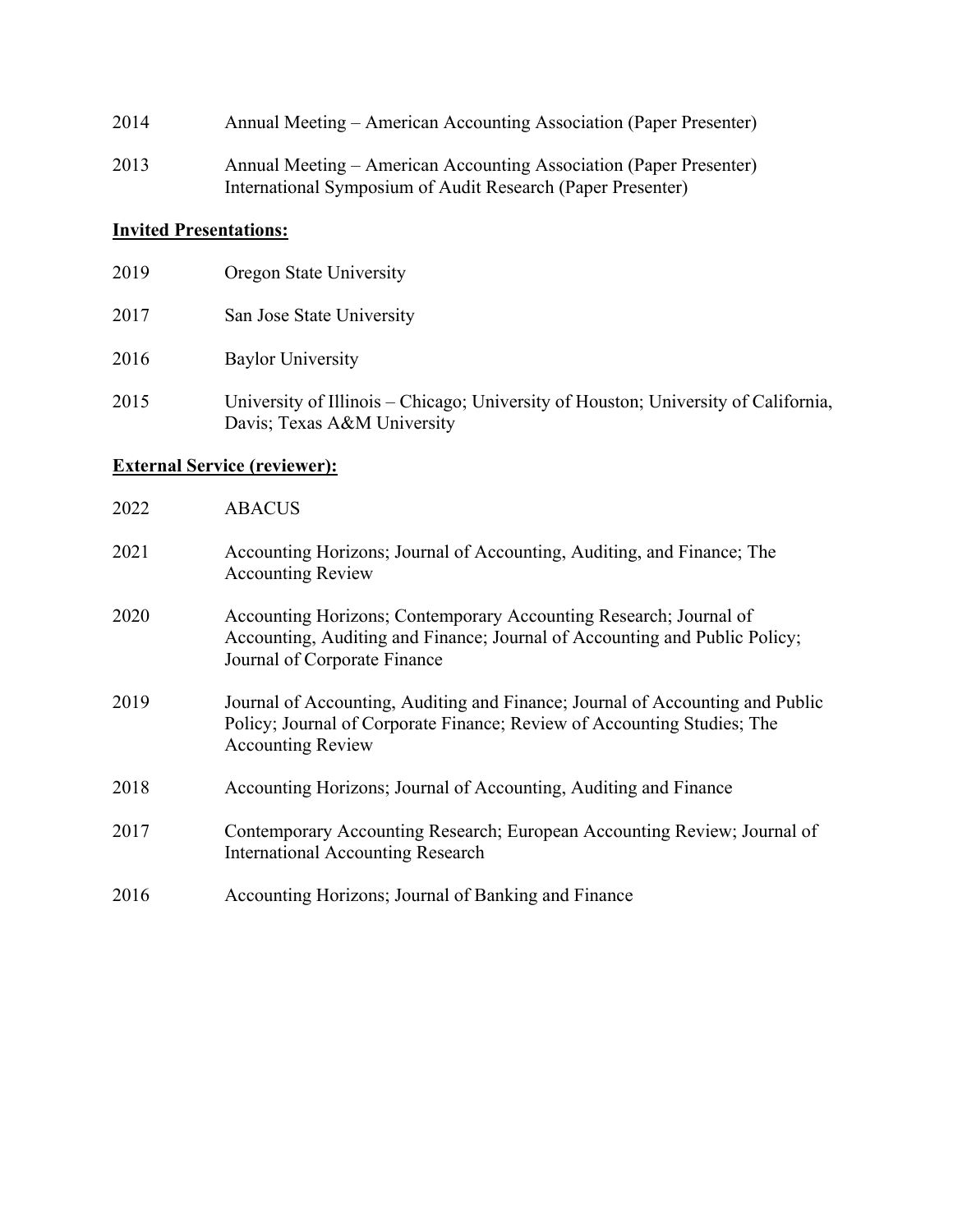2014 Annual Meeting – American Accounting Association (Paper Presenter)

2013 Annual Meeting – American Accounting Association (Paper Presenter)
International Symposium of Audit Research (Paper Presenter)

**Invited Presentations:**

2019 Oregon State University

2017 San Jose State University

2016 Baylor University

2015 University of Illinois – Chicago; University of Houston; University of California, Davis; Texas A&M University

**External Service (reviewer):**

2022 ABACUS

2021 Accounting Horizons; Journal of Accounting, Auditing, and Finance; The Accounting Review

2020 Accounting Horizons; Contemporary Accounting Research; Journal of Accounting, Auditing and Finance; Journal of Accounting and Public Policy; Journal of Corporate Finance

2019 Journal of Accounting, Auditing and Finance; Journal of Accounting and Public Policy; Journal of Corporate Finance; Review of Accounting Studies; The Accounting Review

2018 Accounting Horizons; Journal of Accounting, Auditing and Finance

2017 Contemporary Accounting Research; European Accounting Review; Journal of International Accounting Research

2016 Accounting Horizons; Journal of Banking and Finance